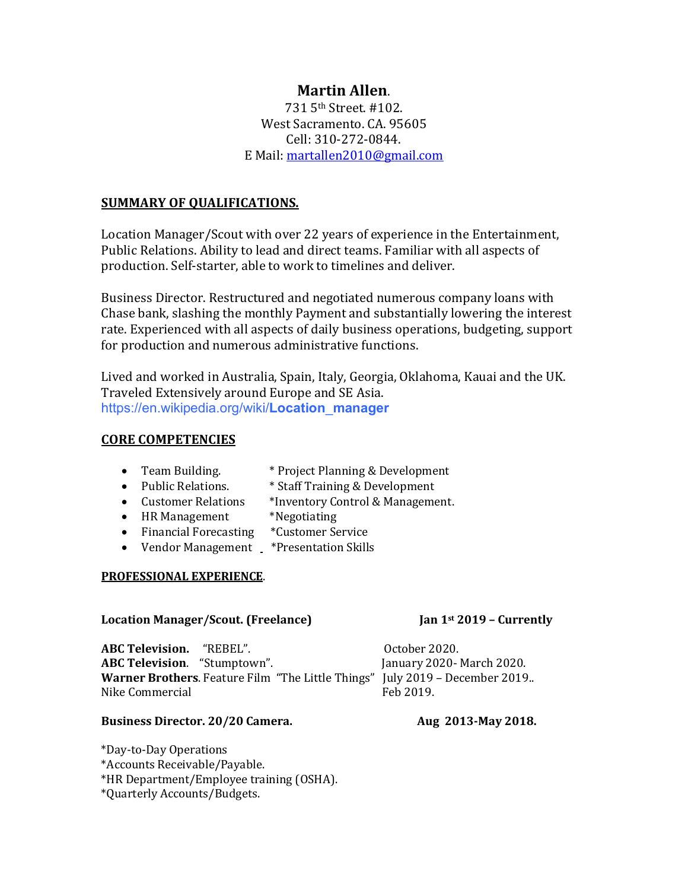# Martin Allen.

731 5th Street. #102.
West Sacramento. CA. 95605
Cell: 310-272-0844.
E Mail: martallen2010@gmail.com

## SUMMARY OF QUALIFICATIONS.

Location Manager/Scout with over 22 years of experience in the Entertainment, Public Relations. Ability to lead and direct teams. Familiar with all aspects of production. Self-starter, able to work to timelines and deliver.

Business Director. Restructured and negotiated numerous company loans with Chase bank, slashing the monthly Payment and substantially lowering the interest rate. Experienced with all aspects of daily business operations, budgeting, support for production and numerous administrative functions.

Lived and worked in Australia, Spain, Italy, Georgia, Oklahoma, Kauai and the UK. Traveled Extensively around Europe and SE Asia.
https://en.wikipedia.org/wiki/Location_manager

## CORE COMPETENCIES

- Team Building. * Project Planning & Development
- Public Relations. * Staff Training & Development
- Customer Relations *Inventory Control & Management.
- HR Management *Negotiating
- Financial Forecasting *Customer Service
- Vendor Management *Presentation Skills

## PROFESSIONAL EXPERIENCE.

**Location Manager/Scout. (Freelance)** **Jan 1st 2019 – Currently**

**ABC Television.** "REBEL". October 2020.
**ABC Television**. "Stumptown". January 2020- March 2020.
**Warner Brothers**. Feature Film "The Little Things" July 2019 – December 2019..
Nike Commercial Feb 2019.

**Business Director. 20/20 Camera.** **Aug 2013-May 2018.**

*Day-to-Day Operations
*Accounts Receivable/Payable.
*HR Department/Employee training (OSHA).
*Quarterly Accounts/Budgets.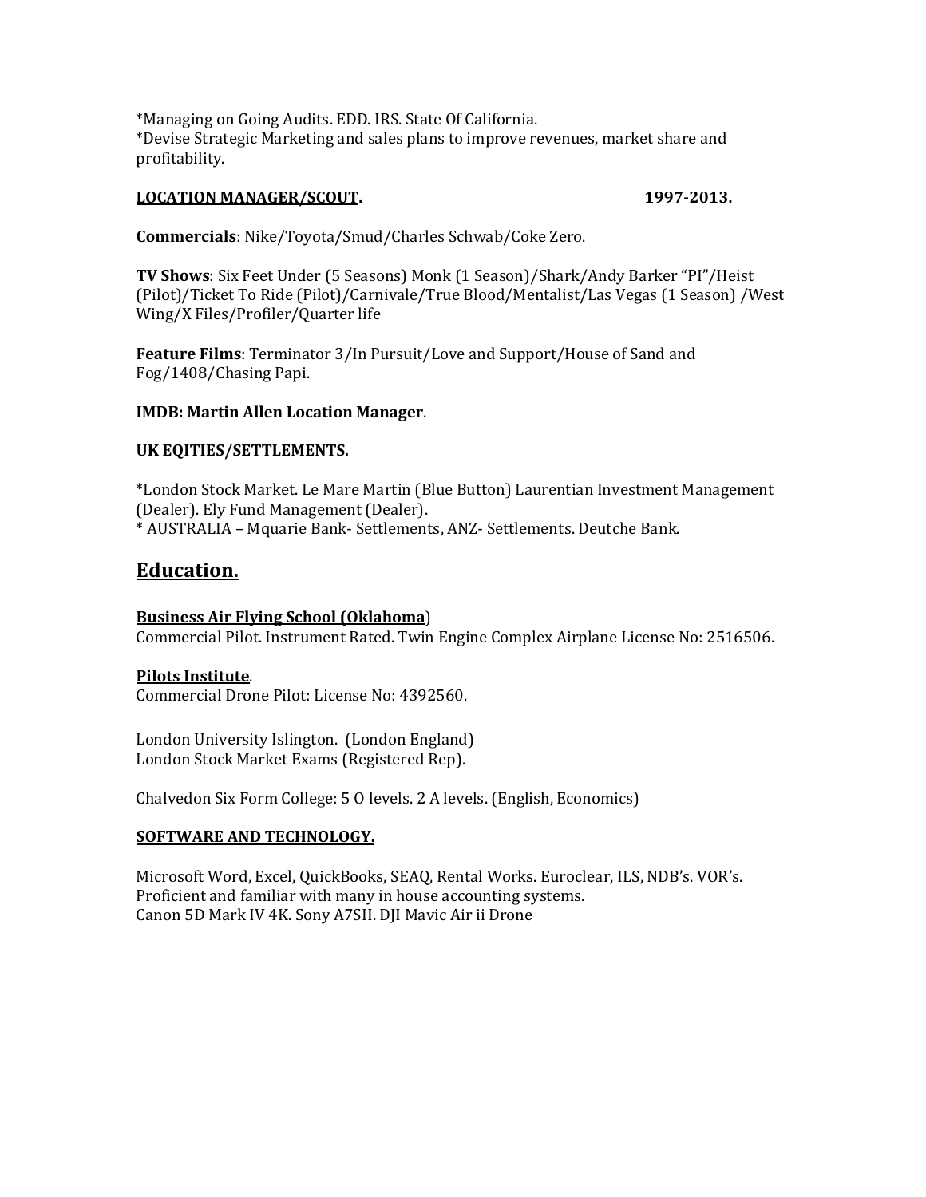*Managing on Going Audits. EDD. IRS. State Of California.
*Devise Strategic Marketing and sales plans to improve revenues, market share and profitability.

**LOCATION MANAGER/SCOUT.** **1997-2013.**

**Commercials**: Nike/Toyota/Smud/Charles Schwab/Coke Zero.

**TV Shows**: Six Feet Under (5 Seasons) Monk (1 Season)/Shark/Andy Barker "PI"/Heist (Pilot)/Ticket To Ride (Pilot)/Carnivale/True Blood/Mentalist/Las Vegas (1 Season) /West Wing/X Files/Profiler/Quarter life

**Feature Films**: Terminator 3/In Pursuit/Love and Support/House of Sand and Fog/1408/Chasing Papi.

**IMDB: Martin Allen Location Manager**.

**UK EQITIES/SETTLEMENTS.**

*London Stock Market. Le Mare Martin (Blue Button) Laurentian Investment Management (Dealer). Ely Fund Management (Dealer).
* AUSTRALIA – Mquarie Bank- Settlements, ANZ- Settlements. Deutche Bank.

## Education.

**Business Air Flying School (Oklahoma**)
Commercial Pilot. Instrument Rated. Twin Engine Complex Airplane License No: 2516506.

**Pilots Institute**.
Commercial Drone Pilot: License No: 4392560.

London University Islington. (London England)
London Stock Market Exams (Registered Rep).

Chalvedon Six Form College: 5 O levels. 2 A levels. (English, Economics)

**SOFTWARE AND TECHNOLOGY.**

Microsoft Word, Excel, QuickBooks, SEAQ, Rental Works. Euroclear, ILS, NDB's. VOR's.
Proficient and familiar with many in house accounting systems.
Canon 5D Mark IV 4K. Sony A7SII. DJI Mavic Air ii Drone